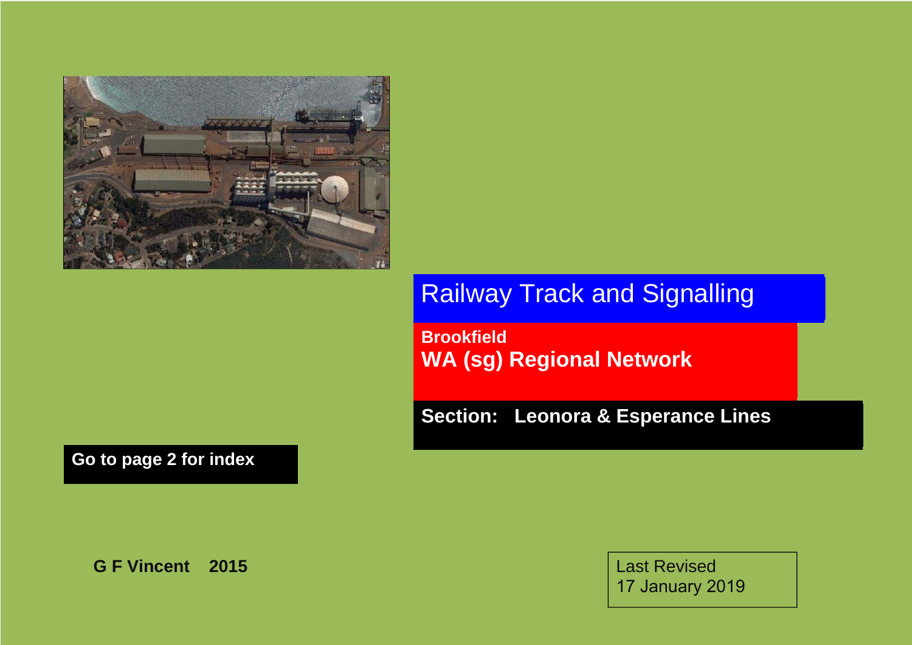# Railway Track and Signalling

## Brookfield
## WA (sg) Regional Network

**Section: Leonora & Esperance Lines**

**Go to page 2 for index**

**G F Vincent 2015**

Last Revised
17 January 2019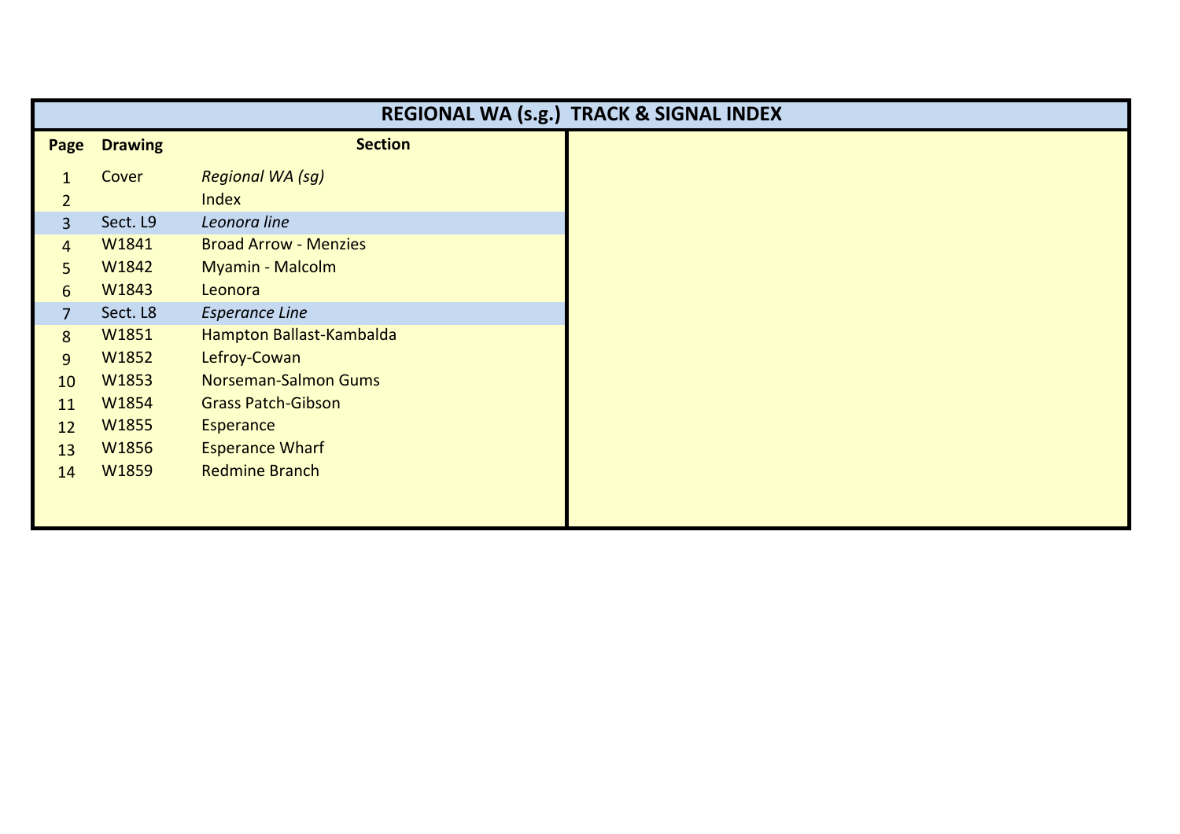# REGIONAL WA (s.g.) TRACK & SIGNAL INDEX

| Page | Drawing | Section |
|---|---|---|
| 1 | Cover | *Regional WA (sg)* |
| 2 | | Index |
| 3 | Sect. L9 | *Leonora line* |
| 4 | W1841 | Broad Arrow - Menzies |
| 5 | W1842 | Myamin - Malcolm |
| 6 | W1843 | Leonora |
| 7 | Sect. L8 | *Esperance Line* |
| 8 | W1851 | Hampton Ballast-Kambalda |
| 9 | W1852 | Lefroy-Cowan |
| 10 | W1853 | Norseman-Salmon Gums |
| 11 | W1854 | Grass Patch-Gibson |
| 12 | W1855 | Esperance |
| 13 | W1856 | Esperance Wharf |
| 14 | W1859 | Redmine Branch |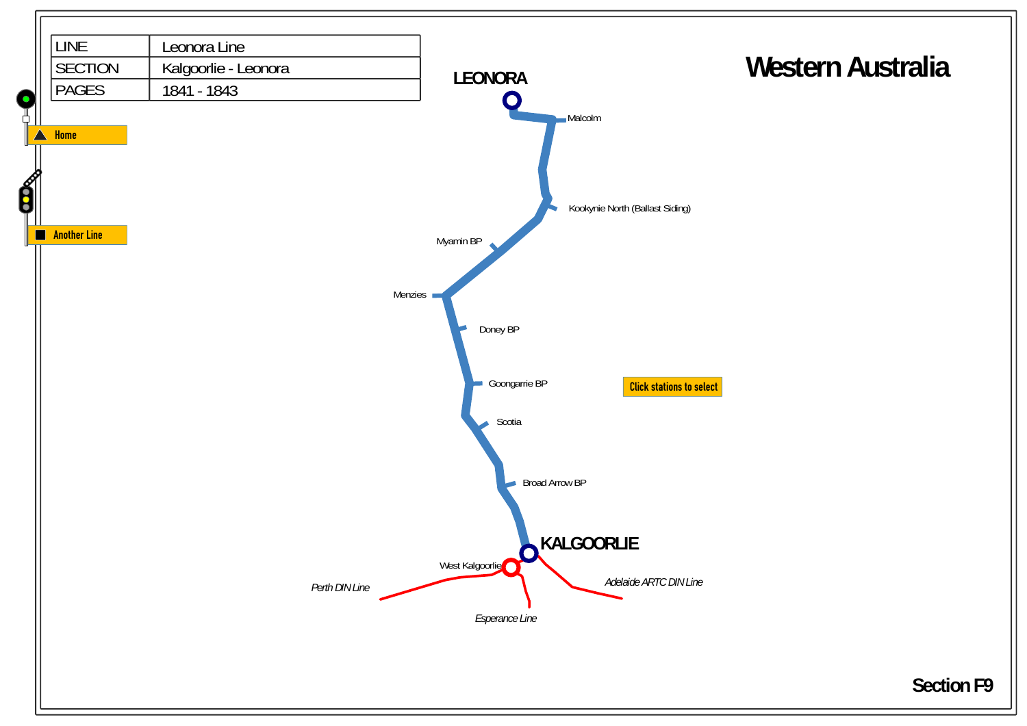| LINE | Leonora Line |
| --- | --- |
| SECTION | Kalgoorlie - Leonora |
| PAGES | 1841 - 1843 |

# Western Australia

Home

Another Line

LEONORA

Malcolm

Kookynie North (Ballast Siding)

Myamin BP

Menzies

Doney BP

Goongarrie BP

Click stations to select

Scotia

Broad Arrow BP

KALGOORLIE

West Kalgoorlie

*Perth DIN Line*

*Adelaide ARTC DIN Line*

*Esperance Line*

Section F9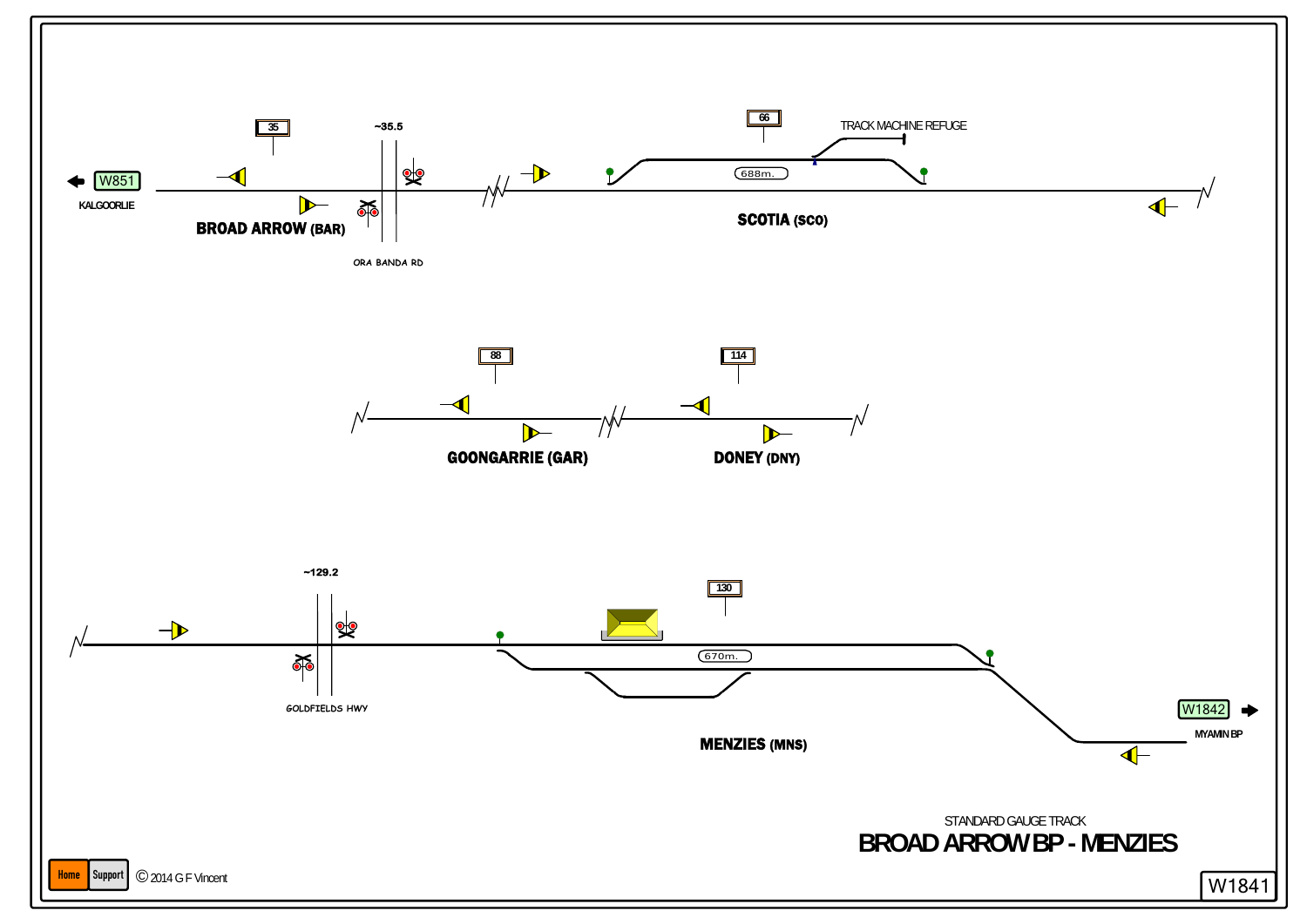W851
KALGOORLIE

35

~35.5

BROAD ARROW (BAR)

ORA BANDA RD

66

TRACK MACHINE REFUGE

688m.

SCOTIA (SCO)

88

114

GOONGARRIE (GAR)

DONEY (DNY)

~129.2

GOLDFIELDS HWY

130

670m.

MENZIES (MNS)

W1842
MYAMIN BP

STANDARD GAUGE TRACK

# BROAD ARROW BP - MENZIES

Home Support © 2014 G F Vincent

W1841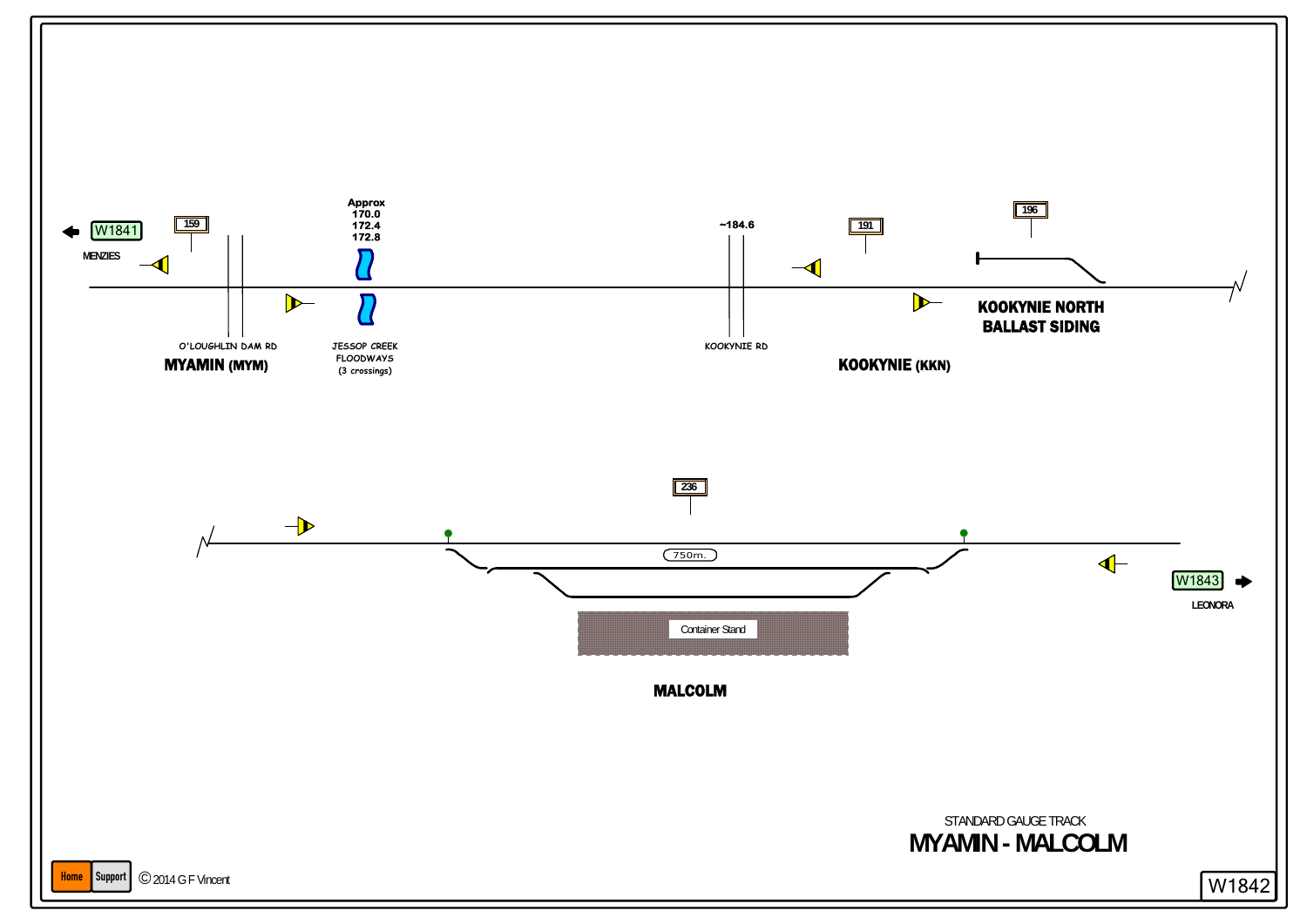W1841 MENZIES

159

Approx
170.0
172.4
172.8

~184.6

191

196

O'LOUGHLIN DAM RD

**MYAMIN (MYM)**

JESSOP CREEK FLOODWAYS (3 crossings)

KOOKYNIE RD

**KOOKYNIE (KKN)**

**KOOKYNIE NORTH BALLAST SIDING**

236

750m.

Container Stand

**MALCOLM**

W1843 LEONORA

STANDARD GAUGE TRACK

# MYAMIN - MALCOLM

Home Support © 2014 G F Vincent

W1842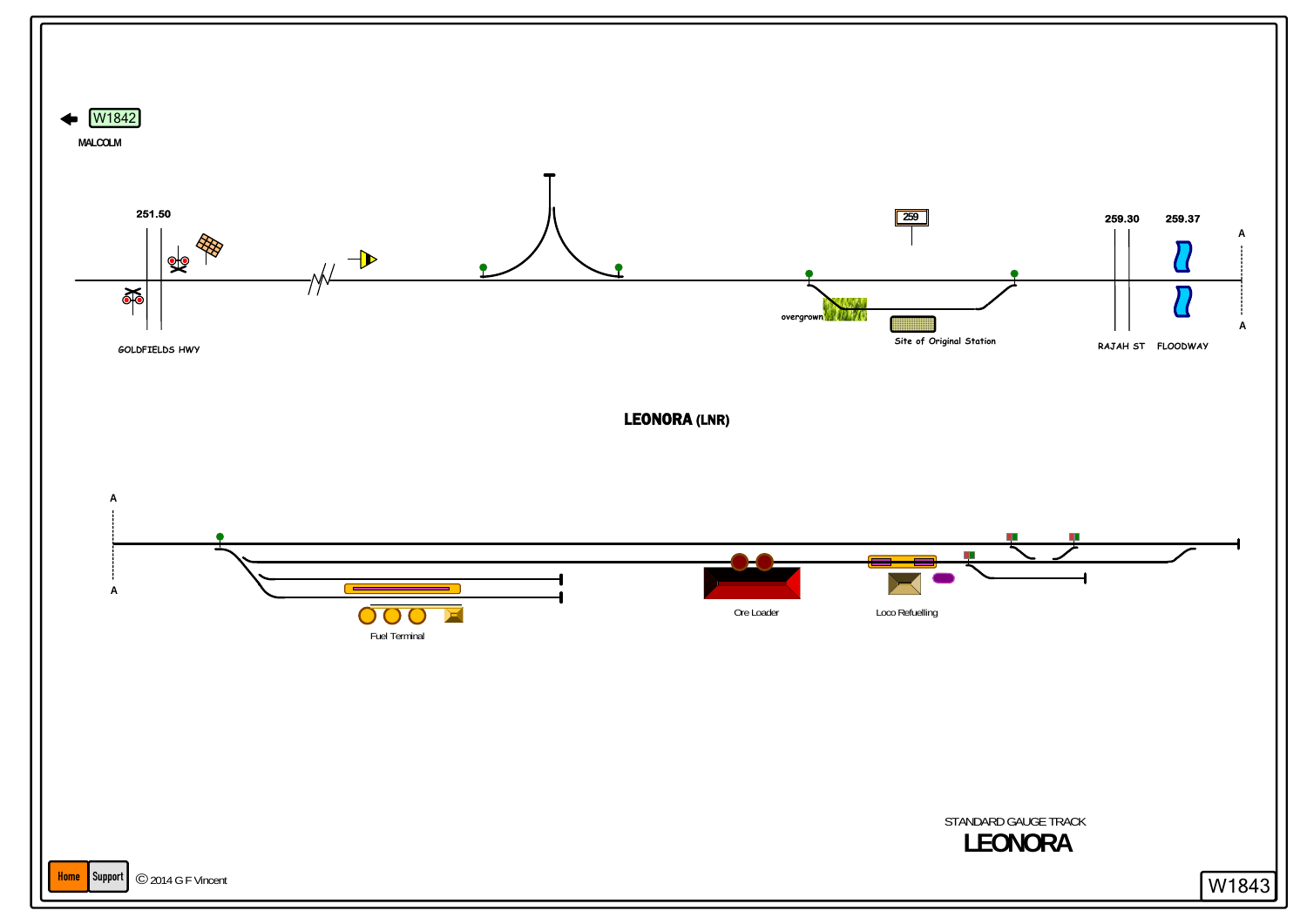W1842

MALCOLM

251.50

GOLDFIELDS HWY

259

overgrown

Site of Original Station

259.30

259.37

A

A

RAJAH ST

FLOODWAY

**LEONORA (LNR)**

A

A

Fuel Terminal

Ore Loader

Loco Refuelling

STANDARD GAUGE TRACK

**LEONORA**

© 2014 G F Vincent

W1843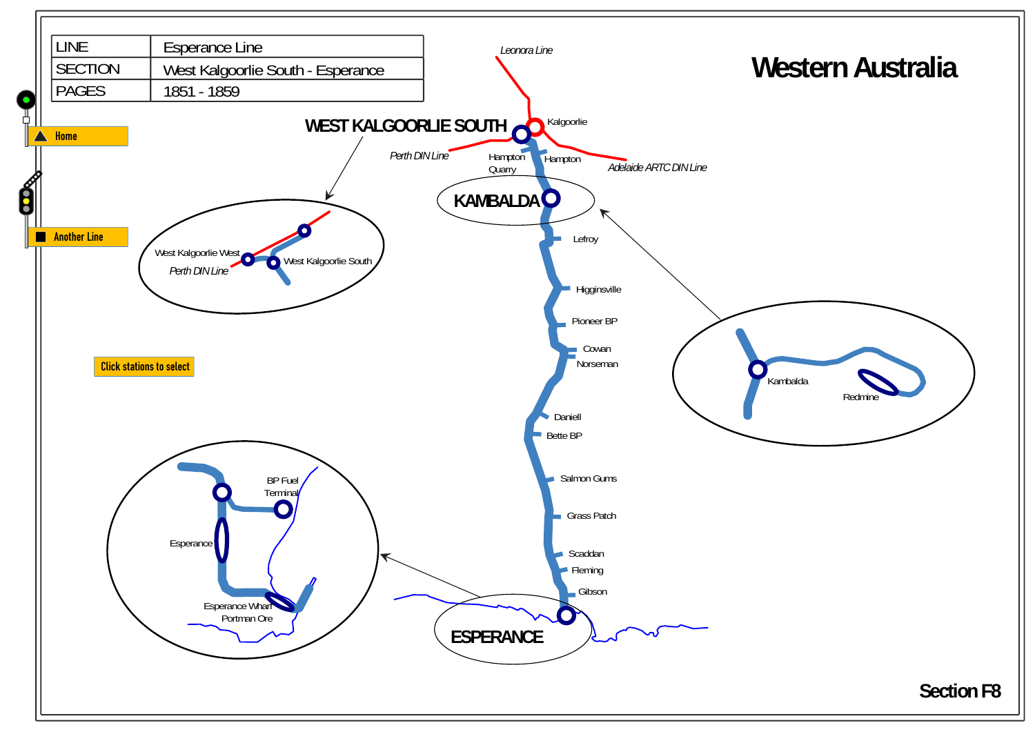| LINE | Esperance Line |
| --- | --- |
| SECTION | West Kalgoorlie South - Esperance |
| PAGES | 1851 - 1859 |

# Western Australia

Home

Another Line

Click stations to select

*Leonora Line*

Kalgoorlie

**WEST KALGOORLIE SOUTH**

*Perth DIN Line*

Hampton Quarry

Hampton

*Adelaide ARTC DIN Line*

**KAMBALDA**

Lefroy

Higginsville

Pioneer BP

Cowan

Norseman

Daniell

Bette BP

Salmon Gums

Grass Patch

Scaddan

Fleming

Gibson

**ESPERANCE**

West Kalgoorlie West

*Perth DIN Line*

West Kalgoorlie South

Kambalda

Redmine

BP Fuel Terminal

Esperance

Esperance Wharf

Portman Ore

**Section F8**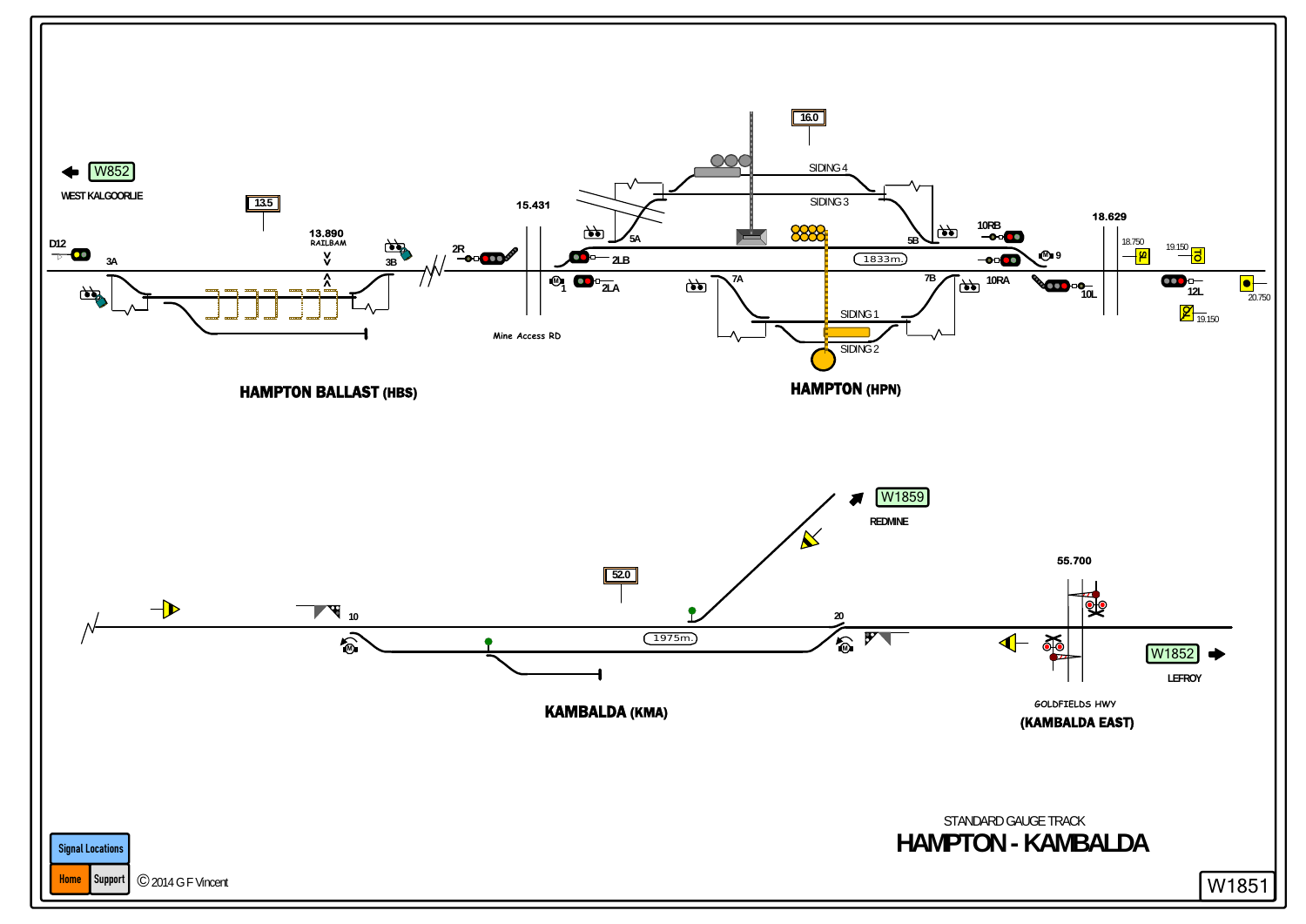W852

WEST KALGOORLIE

D12

3A

13.5

13.890
RAILBAM

3B

2R

15.431

Mine Access RD

## HAMPTON BALLAST (HBS)

16.0

SIDING 4

SIDING 3

5A

5B

2LB

1

2LA

7A

1833m.

7B

SIDING 1

SIDING 2

## HAMPTON (HPN)

10RB

9

10RA

18.629

18.750

19.150

10L

12L

19.150

20.750

W1859

REDMINE

52.0

10

20

1975m.

## KAMBALDA (KMA)

55.700

W1852

LEFROY

GOLDFIELDS HWY

## (KAMBALDA EAST)

STANDARD GAUGE TRACK

# HAMPTON - KAMBALDA

Signal Locations

Home | Support

© 2014 G F Vincent

W1851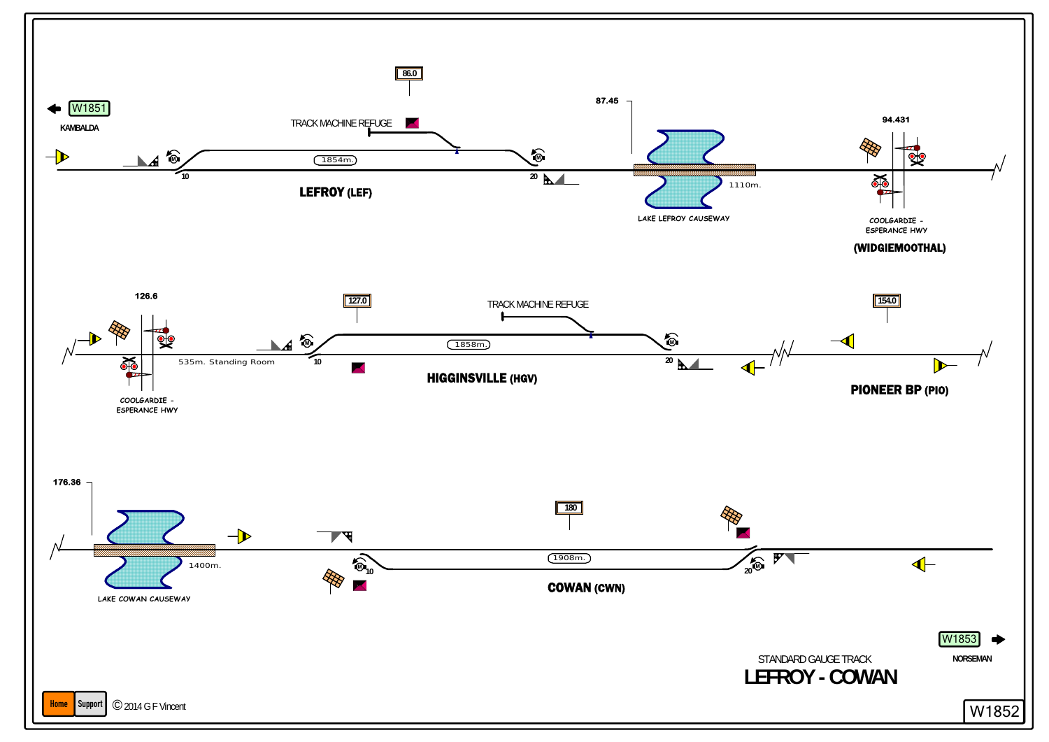W1851
KAMBALDA

86.0

TRACK MACHINE REFUGE

1854m.

10

20

LEFROY (LEF)

87.45

1110m.

LAKE LEFROY CAUSEWAY

94.431

COOLGARDIE - ESPERANCE HWY

(WIDGIEMOOTHAL)

126.6

535m. Standing Room

COOLGARDIE - ESPERANCE HWY

127.0

TRACK MACHINE REFUGE

1858m.

10

20

HIGGINSVILLE (HGV)

154.0

PIONEER BP (PIO)

176.36

1400m.

LAKE COWAN CAUSEWAY

180

1908m.

10

20

COWAN (CWN)

W1853
NORSEMAN

STANDARD GAUGE TRACK

# LEFROY - COWAN

Home Support © 2014 G F Vincent

W1852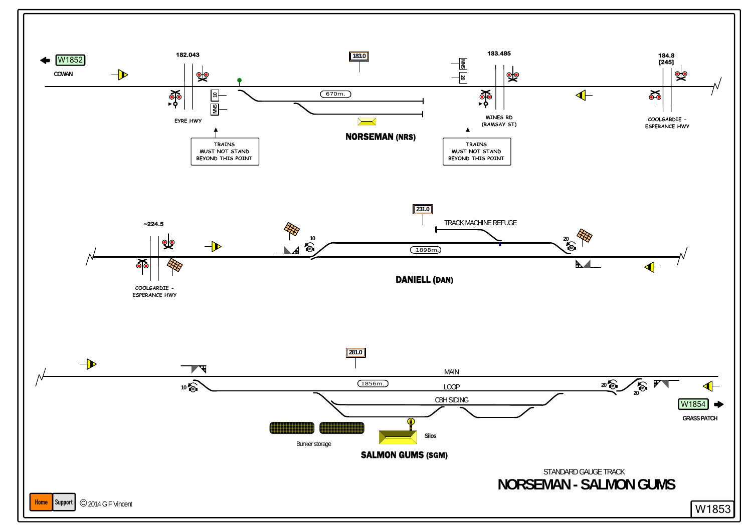W1852

COWAN

182.043

EYRE HWY

10

MNS

TRAINS
MUST NOT STAND
BEYOND THIS POINT

183.0

670m.

NORSEMAN (NRS)

MNS

20

183.485

MINES RD
(RAMSAY ST)

TRAINS
MUST NOT STAND
BEYOND THIS POINT

184.8
[245]

COOLGARDIE -
ESPERANCE HWY

~224.5

COOLGARDIE -
ESPERANCE HWY

10

231.0

TRACK MACHINE REFUGE

1898m.

20

DANIELL (DAN)

281.0

MAIN

10

1856m.

LOOP

CBH SIDING

20

20

Bunker storage

Silos

SALMON GUMS (SGM)

W1854

GRASS PATCH

STANDARD GAUGE TRACK

# NORSEMAN - SALMON GUMS

Home Support

© 2014 G F Vincent

W1853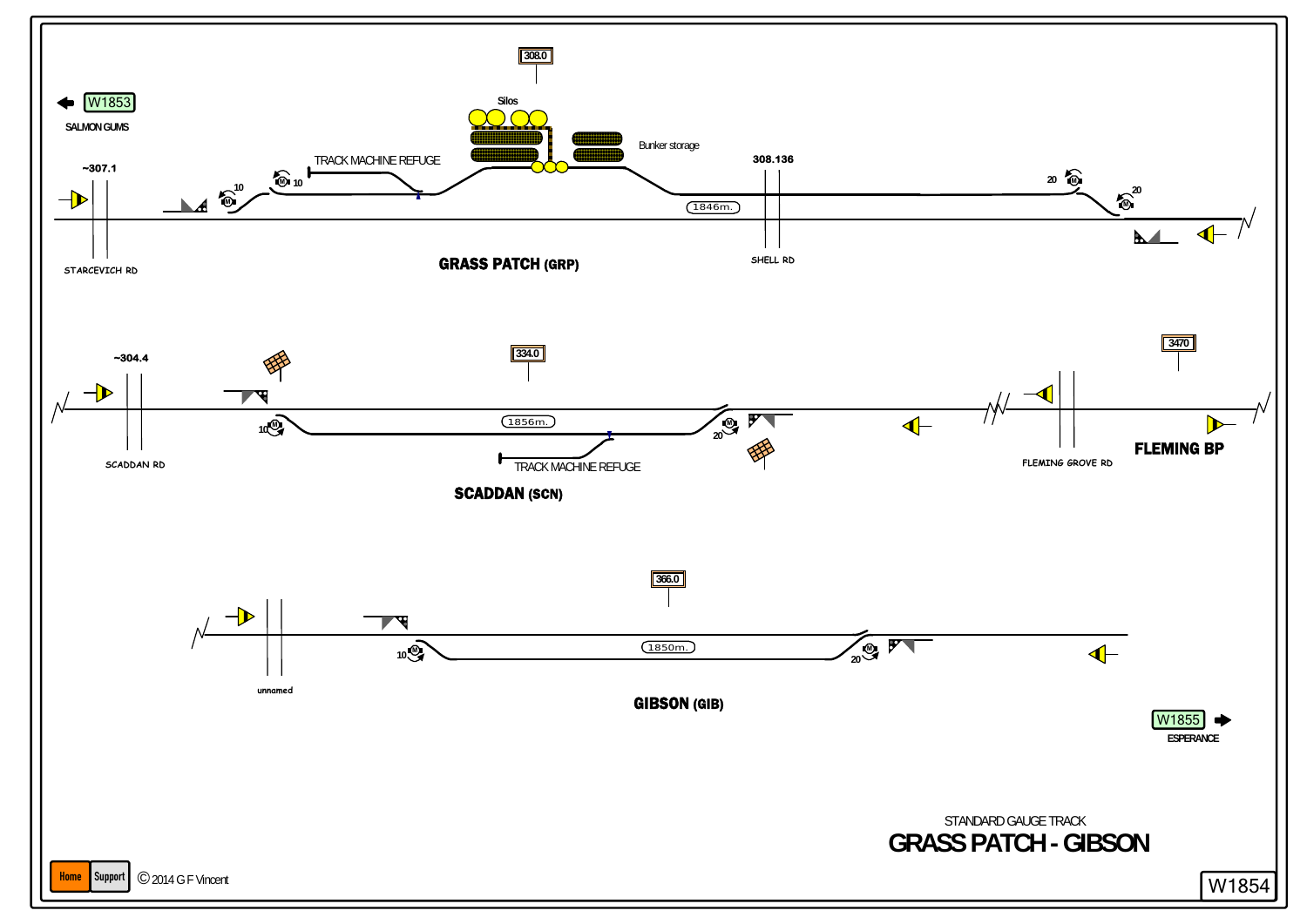W1853 SALMON GUMS

~307.1

STARCEVICH RD

TRACK MACHINE REFUGE

308.0

Silos

Bunker storage

308.136

1846m.

SHELL RD

**GRASS PATCH (GRP)**

~304.4

SCADDAN RD

334.0

1856m.

TRACK MACHINE REFUGE

**SCADDAN (SCN)**

FLEMING GROVE RD

3470

**FLEMING BP**

366.0

unnamed

1850m.

**GIBSON (GIB)**

W1855 ESPERANCE

STANDARD GAUGE TRACK

## GRASS PATCH - GIBSON

Home Support © 2014 G F Vincent

W1854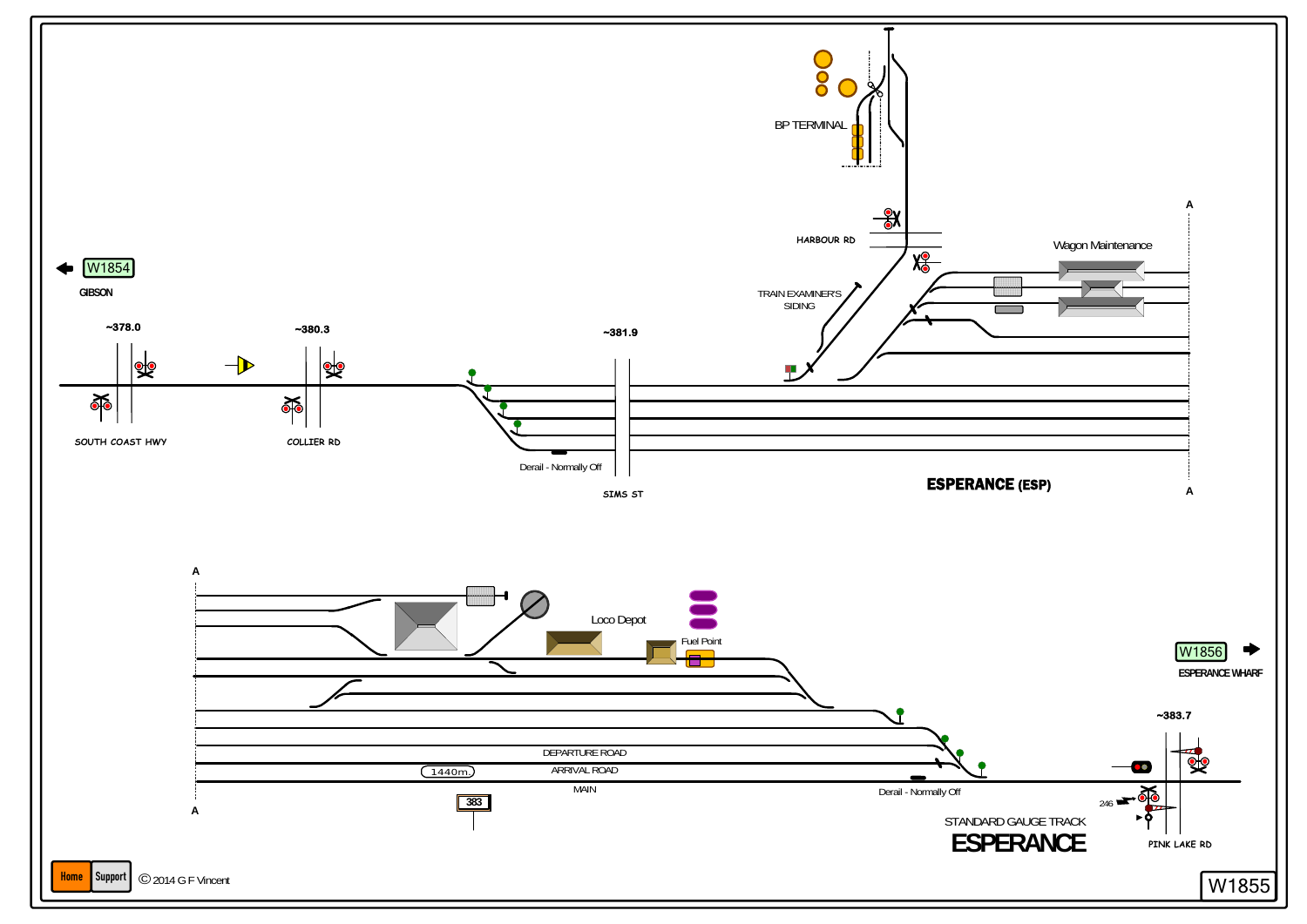W1854

GIBSON

~378.0

~380.3

~381.9

SOUTH COAST HWY

COLLIER RD

SIMS ST

Derail - Normally Off

BP TERMINAL

HARBOUR RD

TRAIN EXAMINER'S SIDING

Wagon Maintenance

A

A

**ESPERANCE (ESP)**

A

A

Loco Depot

Fuel Point

DEPARTURE ROAD

ARRIVAL ROAD

MAIN

1440m.

383

Derail - Normally Off

W1856

ESPERANCE WHARF

~383.7

246

PINK LAKE RD

STANDARD GAUGE TRACK

# ESPERANCE

Home Support © 2014 G F Vincent

W1855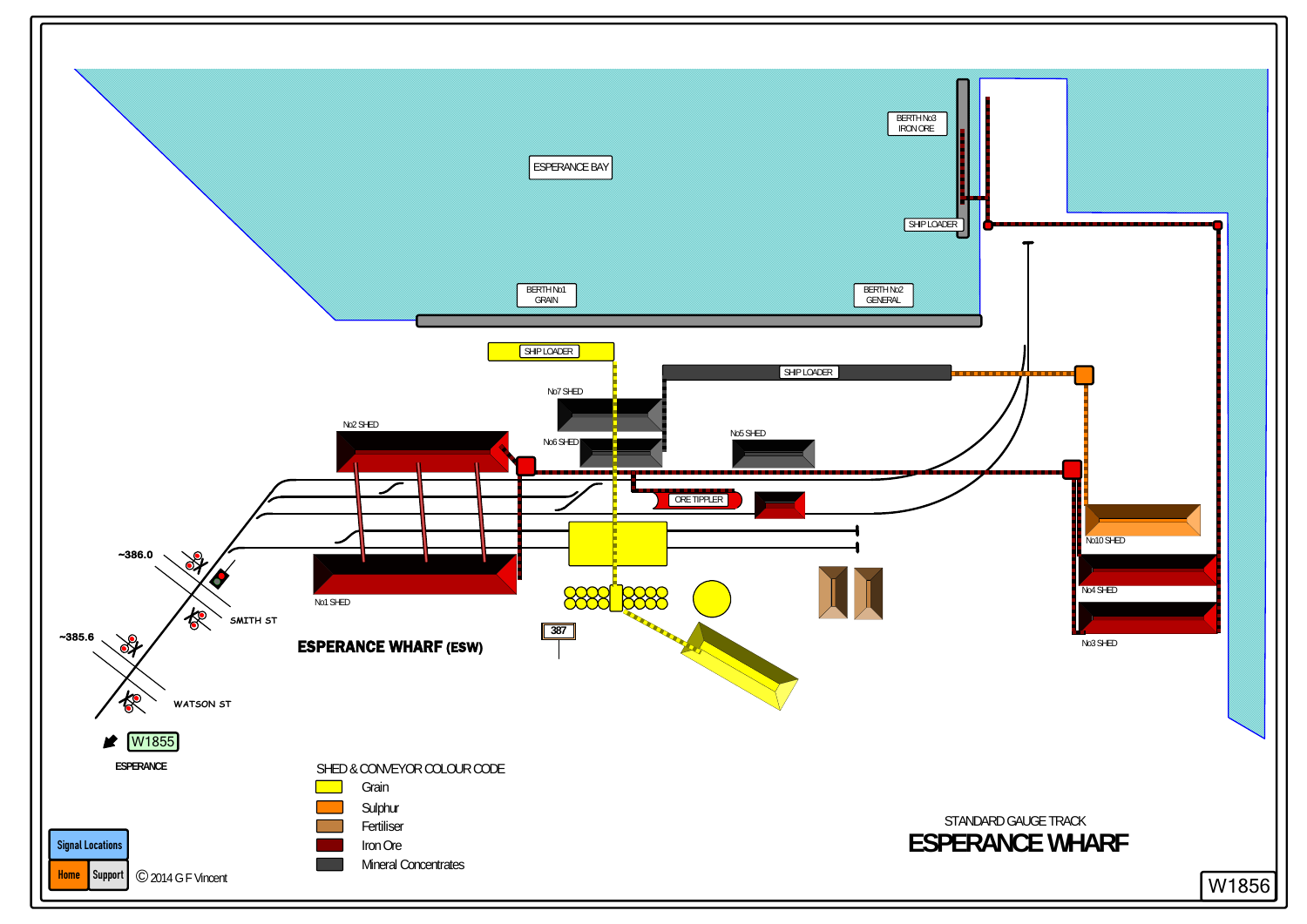ESPERANCE BAY

BERTH No3
IRON ORE

SHIP LOADER

BERTH No1
GRAIN

BERTH No2
GENERAL

SHIP LOADER

SHIP LOADER

No7 SHED

No6 SHED

No5 SHED

No2 SHED

ORE TIPPLER

No10 SHED

No4 SHED

No3 SHED

No1 SHED

~386.0

~385.6

SMITH ST

WATSON ST

387

**ESPERANCE WHARF (ESW)**

W1855

ESPERANCE

SHED & CONVEYOR COLOUR CODE

- Grain
- Sulphur
- Fertiliser
- Iron Ore
- Mineral Concentrates

STANDARD GAUGE TRACK

# ESPERANCE WHARF

Signal Locations

Home Support

© 2014 G F Vincent

W1856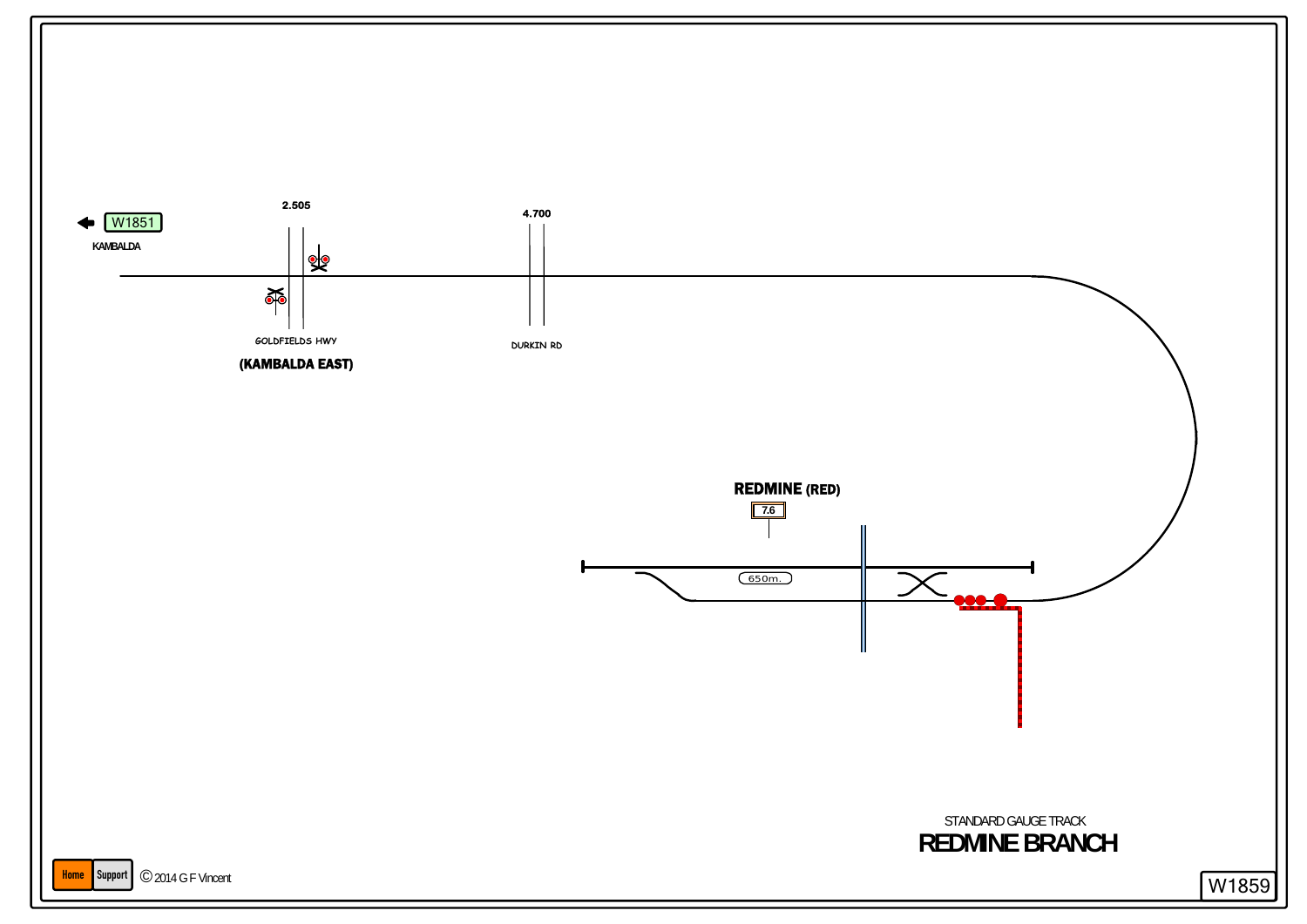W1851

KAMBALDA

2.505

GOLDFIELDS HWY

(KAMBALDA EAST)

4.700

DURKIN RD

REDMINE (RED)

7.6

650m.

STANDARD GAUGE TRACK

# REDMINE BRANCH

W1859

Home Support © 2014 G F Vincent